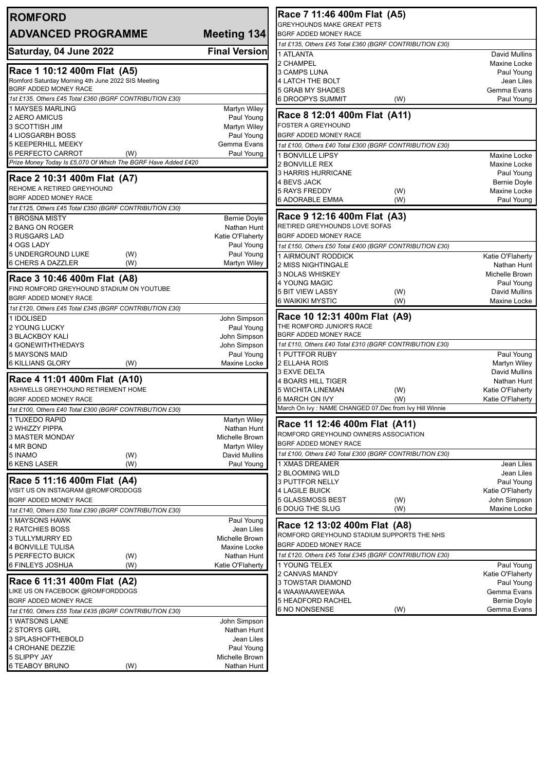# ROMFORD

## ADVANCED PROGRAMME — Meeting 134

**Saturday, 04 June 2022** — **Final Version**

### Race 1 10:12 400m Flat (A5)

Romford Saturday Morning 4th June 2022 SIS Meeting
BGRF ADDED MONEY RACE

*1st £135, Others £45 Total £360 (BGRF CONTRIBUTION £30)*

| Dog | | Trainer |
|---|---|---|
| 1 MAYSES MARLING | | Martyn Wiley |
| 2 AERO AMICUS | | Paul Young |
| 3 SCOTTISH JIM | | Martyn Wiley |
| 4 LIOSGARBH BOSS | | Paul Young |
| 5 KEEPERHILL MEEKY | | Gemma Evans |
| 6 PERFECTO CARROT | (W) | Paul Young |

*Prize Money Today Is £5,070 Of Which The BGRF Have Added £420*

### Race 2 10:31 400m Flat (A7)

REHOME A RETIRED GREYHOUND
BGRF ADDED MONEY RACE

*1st £125, Others £45 Total £350 (BGRF CONTRIBUTION £30)*

| Dog | | Trainer |
|---|---|---|
| 1 BROSNA MISTY | | Bernie Doyle |
| 2 BANG ON ROGER | | Nathan Hunt |
| 3 RUSGARS LAD | | Katie O'Flaherty |
| 4 OGS LADY | | Paul Young |
| 5 UNDERGROUND LUKE | (W) | Paul Young |
| 6 CHERS A DAZZLER | (W) | Martyn Wiley |

### Race 3 10:46 400m Flat (A8)

FIND ROMFORD GREYHOUND STADIUM ON YOUTUBE
BGRF ADDED MONEY RACE

*1st £120, Others £45 Total £345 (BGRF CONTRIBUTION £30)*

| Dog | | Trainer |
|---|---|---|
| 1 IDOLISED | | John Simpson |
| 2 YOUNG LUCKY | | Paul Young |
| 3 BLACKBOY KALI | | John Simpson |
| 4 GONEWITHTHEDAYS | | John Simpson |
| 5 MAYSONS MAID | | Paul Young |
| 6 KILLIANS GLORY | (W) | Maxine Locke |

### Race 4 11:01 400m Flat (A10)

ASHWELLS GREYHOUND RETIREMENT HOME
BGRF ADDED MONEY RACE

*1st £100, Others £40 Total £300 (BGRF CONTRIBUTION £30)*

| Dog | | Trainer |
|---|---|---|
| 1 TUXEDO RAPID | | Martyn Wiley |
| 2 WHIZZY PIPPA | | Nathan Hunt |
| 3 MASTER MONDAY | | Michelle Brown |
| 4 MR BOND | | Martyn Wiley |
| 5 INAMO | (W) | David Mullins |
| 6 KENS LASER | (W) | Paul Young |

### Race 5 11:16 400m Flat (A4)

VISIT US ON INSTAGRAM @ROMFORDDOGS
BGRF ADDED MONEY RACE

*1st £140, Others £50 Total £390 (BGRF CONTRIBUTION £30)*

| Dog | | Trainer |
|---|---|---|
| 1 MAYSONS HAWK | | Paul Young |
| 2 RATCHIES BOSS | | Jean Liles |
| 3 TULLYMURRY ED | | Michelle Brown |
| 4 BONVILLE TULISA | | Maxine Locke |
| 5 PERFECTO BUICK | (W) | Nathan Hunt |
| 6 FINLEYS JOSHUA | (W) | Katie O'Flaherty |

### Race 6 11:31 400m Flat (A2)

LIKE US ON FACEBOOK @ROMFORDDOGS
BGRF ADDED MONEY RACE

*1st £160, Others £55 Total £435 (BGRF CONTRIBUTION £30)*

| Dog | | Trainer |
|---|---|---|
| 1 WATSONS LANE | | John Simpson |
| 2 STORYS GIRL | | Nathan Hunt |
| 3 SPLASHOFTHEBOLD | | Jean Liles |
| 4 CROHANE DEZZIE | | Paul Young |
| 5 SLIPPY JAY | | Michelle Brown |
| 6 TEABOY BRUNO | (W) | Nathan Hunt |

### Race 7 11:46 400m Flat (A5)

GREYHOUNDS MAKE GREAT PETS
BGRF ADDED MONEY RACE

*1st £135, Others £45 Total £360 (BGRF CONTRIBUTION £30)*

| Dog | | Trainer |
|---|---|---|
| 1 ATLANTA | | David Mullins |
| 2 CHAMPEL | | Maxine Locke |
| 3 CAMPS LUNA | | Paul Young |
| 4 LATCH THE BOLT | | Jean Liles |
| 5 GRAB MY SHADES | | Gemma Evans |
| 6 DROOPYS SUMMIT | (W) | Paul Young |

### Race 8 12:01 400m Flat (A11)

FOSTER A GREYHOUND
BGRF ADDED MONEY RACE

*1st £100, Others £40 Total £300 (BGRF CONTRIBUTION £30)*

| Dog | | Trainer |
|---|---|---|
| 1 BONVILLE LIPSY | | Maxine Locke |
| 2 BONVILLE REX | | Maxine Locke |
| 3 HARRIS HURRICANE | | Paul Young |
| 4 BEVS JACK | | Bernie Doyle |
| 5 RAYS FREDDY | (W) | Maxine Locke |
| 6 ADORABLE EMMA | (W) | Paul Young |

### Race 9 12:16 400m Flat (A3)

RETIRED GREYHOUNDS LOVE SOFAS
BGRF ADDED MONEY RACE

*1st £150, Others £50 Total £400 (BGRF CONTRIBUTION £30)*

| Dog | | Trainer |
|---|---|---|
| 1 AIRMOUNT RODDICK | | Katie O'Flaherty |
| 2 MISS NIGHTINGALE | | Nathan Hunt |
| 3 NOLAS WHISKEY | | Michelle Brown |
| 4 YOUNG MAGIC | | Paul Young |
| 5 BIT VIEW LASSY | (W) | David Mullins |
| 6 WAIKIKI MYSTIC | (W) | Maxine Locke |

### Race 10 12:31 400m Flat (A9)

THE ROMFORD JUNIOR'S RACE
BGRF ADDED MONEY RACE

*1st £110, Others £40 Total £310 (BGRF CONTRIBUTION £30)*

| Dog | | Trainer |
|---|---|---|
| 1 PUTTFOR RUBY | | Paul Young |
| 2 ELLAHA ROIS | | Martyn Wiley |
| 3 EXVE DELTA | | David Mullins |
| 4 BOARS HILL TIGER | | Nathan Hunt |
| 5 WICHITA LINEMAN | (W) | Katie O'Flaherty |
| 6 MARCH ON IVY | (W) | Katie O'Flaherty |

March On Ivy : NAME CHANGED 07.Dec from Ivy Hill Winnie

### Race 11 12:46 400m Flat (A11)

ROMFORD GREYHOUND OWNERS ASSOCIATION
BGRF ADDED MONEY RACE

*1st £100, Others £40 Total £300 (BGRF CONTRIBUTION £30)*

| Dog | | Trainer |
|---|---|---|
| 1 XMAS DREAMER | | Jean Liles |
| 2 BLOOMING WILD | | Jean Liles |
| 3 PUTTFOR NELLY | | Paul Young |
| 4 LAGILE BUICK | | Katie O'Flaherty |
| 5 GLASSMOSS BEST | (W) | John Simpson |
| 6 DOUG THE SLUG | (W) | Maxine Locke |

### Race 12 13:02 400m Flat (A8)

ROMFORD GREYHOUND STADIUM SUPPORTS THE NHS
BGRF ADDED MONEY RACE

*1st £120, Others £45 Total £345 (BGRF CONTRIBUTION £30)*

| Dog | | Trainer |
|---|---|---|
| 1 YOUNG TELEX | | Paul Young |
| 2 CANVAS MANDY | | Katie O'Flaherty |
| 3 TOWSTAR DIAMOND | | Paul Young |
| 4 WAAWAAWEEWAA | | Gemma Evans |
| 5 HEADFORD RACHEL | | Bernie Doyle |
| 6 NO NONSENSE | (W) | Gemma Evans |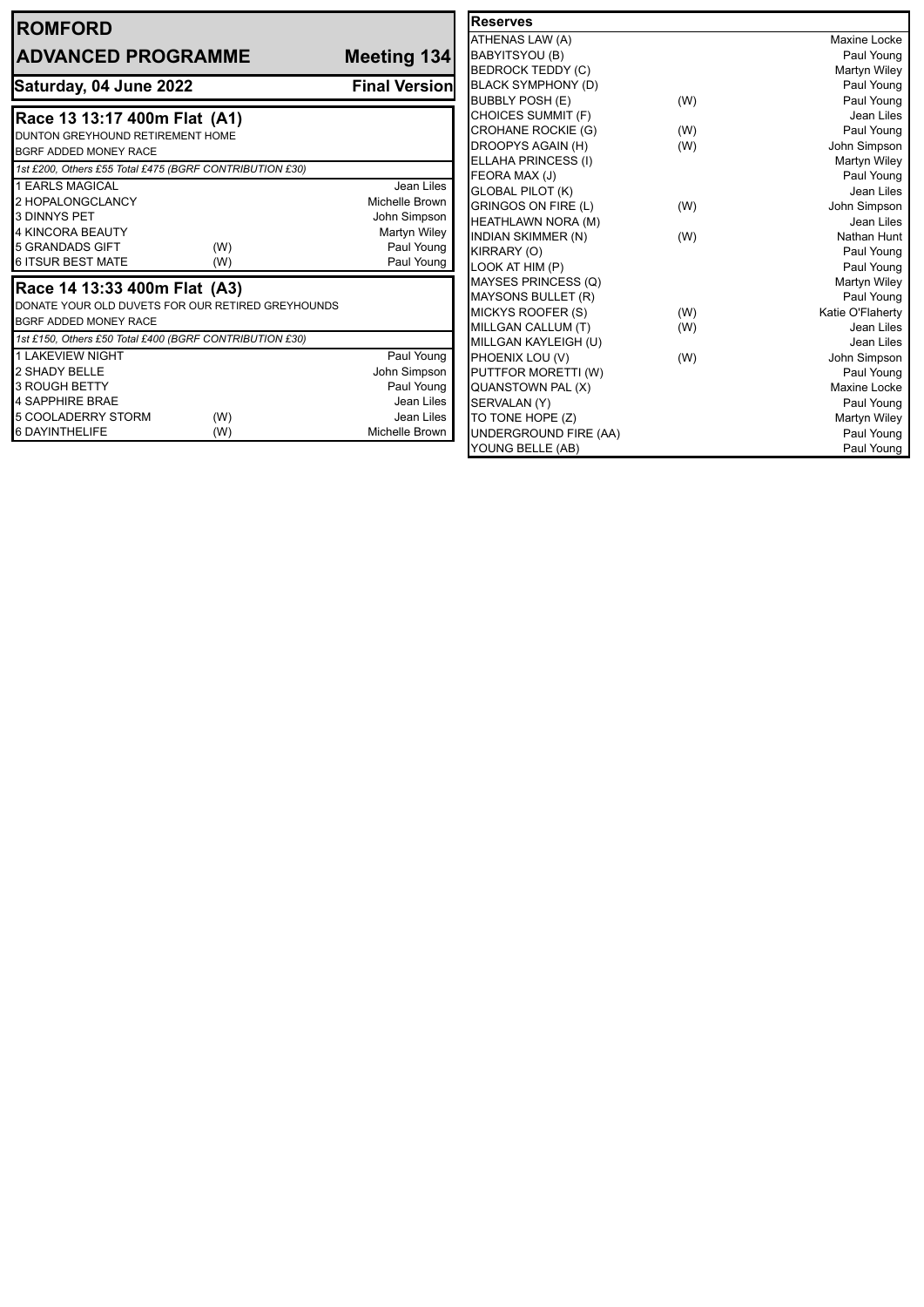## ROMFORD

## ADVANCED PROGRAMME — Meeting 134

**Saturday, 04 June 2022 — Final Version**

### Race 13 13:17 400m Flat (A1)

DUNTON GREYHOUND RETIREMENT HOME

BGRF ADDED MONEY RACE

*1st £200, Others £55 Total £475 (BGRF CONTRIBUTION £30)*

| | | |
|---|---|---|
| 1 EARLS MAGICAL | | Jean Liles |
| 2 HOPALONGCLANCY | | Michelle Brown |
| 3 DINNYS PET | | John Simpson |
| 4 KINCORA BEAUTY | | Martyn Wiley |
| 5 GRANDADS GIFT | (W) | Paul Young |
| 6 ITSUR BEST MATE | (W) | Paul Young |

### Race 14 13:33 400m Flat (A3)

DONATE YOUR OLD DUVETS FOR OUR RETIRED GREYHOUNDS

BGRF ADDED MONEY RACE

*1st £150, Others £50 Total £400 (BGRF CONTRIBUTION £30)*

| | | |
|---|---|---|
| 1 LAKEVIEW NIGHT | | Paul Young |
| 2 SHADY BELLE | | John Simpson |
| 3 ROUGH BETTY | | Paul Young |
| 4 SAPPHIRE BRAE | | Jean Liles |
| 5 COOLADERRY STORM | (W) | Jean Liles |
| 6 DAYINTHELIFE | (W) | Michelle Brown |

### Reserves

| | | |
|---|---|---|
| ATHENAS LAW (A) | | Maxine Locke |
| BABYITSYOU (B) | | Paul Young |
| BEDROCK TEDDY (C) | | Martyn Wiley |
| BLACK SYMPHONY (D) | | Paul Young |
| BUBBLY POSH (E) | (W) | Paul Young |
| CHOICES SUMMIT (F) | | Jean Liles |
| CROHANE ROCKIE (G) | (W) | Paul Young |
| DROOPYS AGAIN (H) | (W) | John Simpson |
| ELLAHA PRINCESS (I) | | Martyn Wiley |
| FEORA MAX (J) | | Paul Young |
| GLOBAL PILOT (K) | | Jean Liles |
| GRINGOS ON FIRE (L) | (W) | John Simpson |
| HEATHLAWN NORA (M) | | Jean Liles |
| INDIAN SKIMMER (N) | (W) | Nathan Hunt |
| KIRRARY (O) | | Paul Young |
| LOOK AT HIM (P) | | Paul Young |
| MAYSES PRINCESS (Q) | | Martyn Wiley |
| MAYSONS BULLET (R) | | Paul Young |
| MICKYS ROOFER (S) | (W) | Katie O'Flaherty |
| MILLGAN CALLUM (T) | (W) | Jean Liles |
| MILLGAN KAYLEIGH (U) | | Jean Liles |
| PHOENIX LOU (V) | (W) | John Simpson |
| PUTTFOR MORETTI (W) | | Paul Young |
| QUANSTOWN PAL (X) | | Maxine Locke |
| SERVALAN (Y) | | Paul Young |
| TO TONE HOPE (Z) | | Martyn Wiley |
| UNDERGROUND FIRE (AA) | | Paul Young |
| YOUNG BELLE (AB) | | Paul Young |